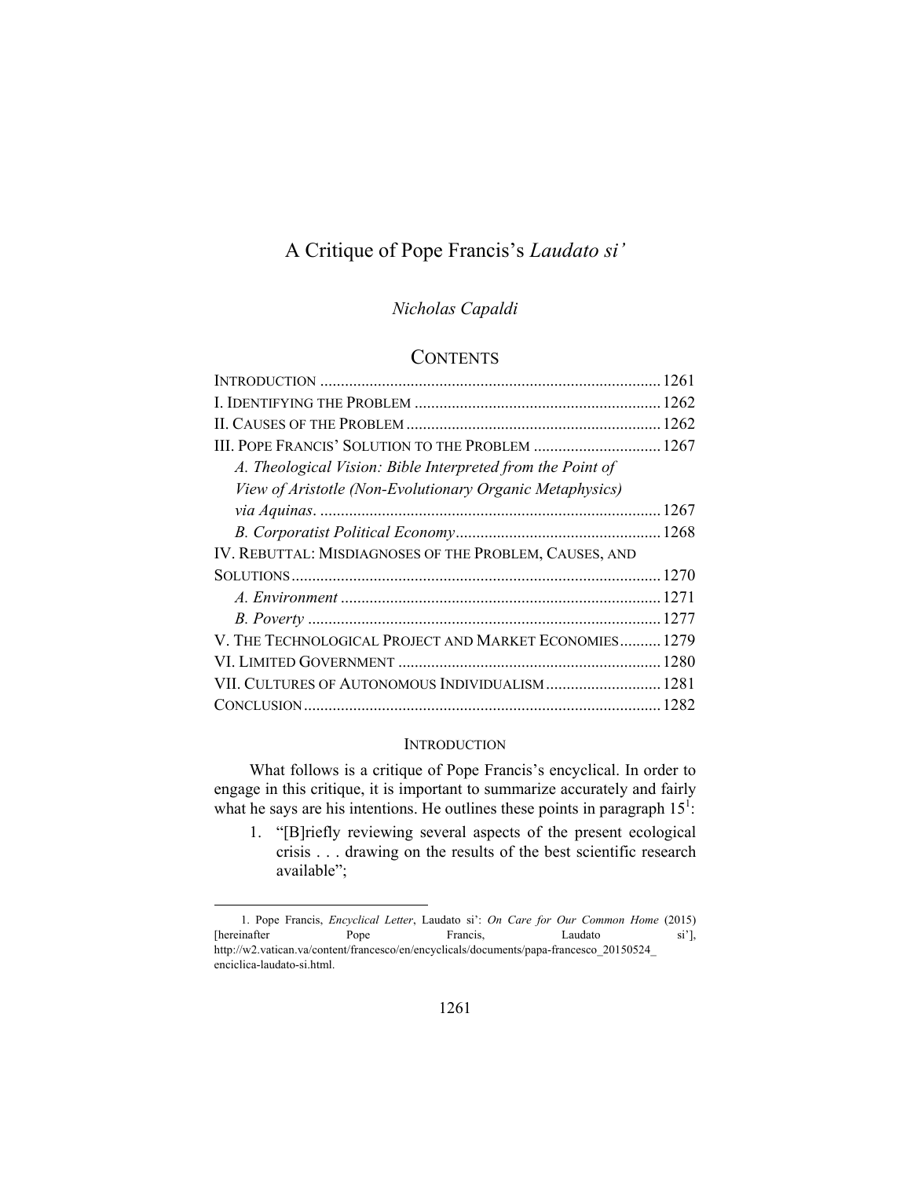# A Critique of Pope Francis's *Laudato si'*

*Nicholas Capaldi*

## CONTENTS

| | |
|---|---|
| INTRODUCTION | 1261 |
| I. IDENTIFYING THE PROBLEM | 1262 |
| II. CAUSES OF THE PROBLEM | 1262 |
| III. POPE FRANCIS' SOLUTION TO THE PROBLEM | 1267 |
| *A. Theological Vision: Bible Interpreted from the Point of View of Aristotle (Non-Evolutionary Organic Metaphysics) via Aquinas.* | 1267 |
| *B. Corporatist Political Economy* | 1268 |
| IV. REBUTTAL: MISDIAGNOSES OF THE PROBLEM, CAUSES, AND SOLUTIONS | 1270 |
| *A. Environment* | 1271 |
| *B. Poverty* | 1277 |
| V. THE TECHNOLOGICAL PROJECT AND MARKET ECONOMIES | 1279 |
| VI. LIMITED GOVERNMENT | 1280 |
| VII. CULTURES OF AUTONOMOUS INDIVIDUALISM | 1281 |
| CONCLUSION | 1282 |

## INTRODUCTION

What follows is a critique of Pope Francis's encyclical. In order to engage in this critique, it is important to summarize accurately and fairly what he says are his intentions. He outlines these points in paragraph 15[1]:

1. "[B]riefly reviewing several aspects of the present ecological crisis . . . drawing on the results of the best scientific research available";

1. Pope Francis, *Encyclical Letter*, Laudato si': *On Care for Our Common Home* (2015) [hereinafter Pope Francis, Laudato si'], http://w2.vatican.va/content/francesco/en/encyclicals/documents/papa-francesco_20150524_enciclica-laudato-si.html.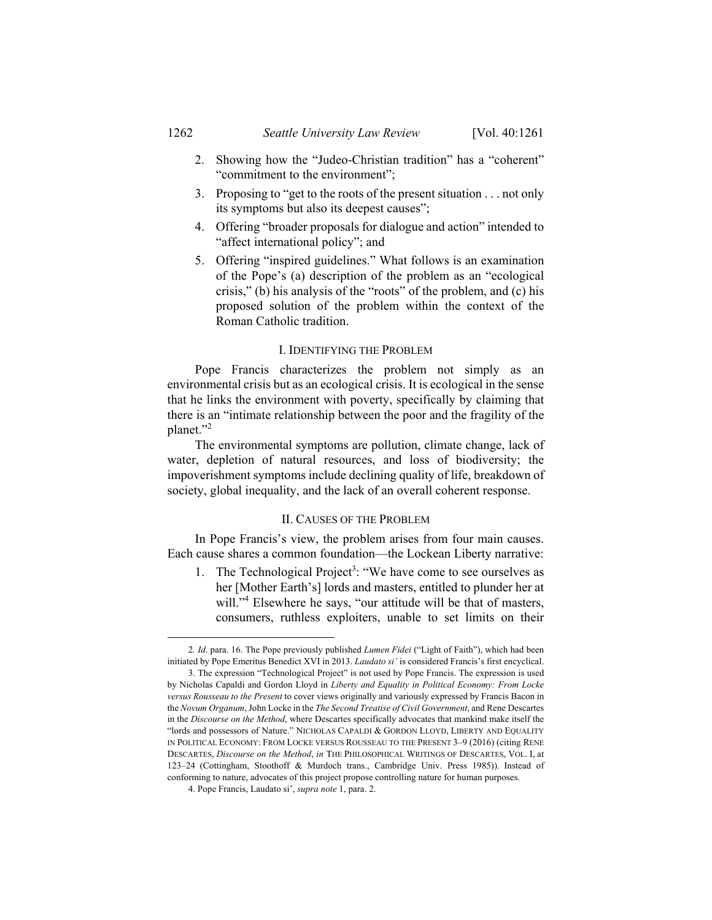2. Showing how the "Judeo-Christian tradition" has a "coherent" "commitment to the environment";
3. Proposing to "get to the roots of the present situation . . . not only its symptoms but also its deepest causes";
4. Offering "broader proposals for dialogue and action" intended to "affect international policy"; and
5. Offering "inspired guidelines." What follows is an examination of the Pope's (a) description of the problem as an "ecological crisis," (b) his analysis of the "roots" of the problem, and (c) his proposed solution of the problem within the context of the Roman Catholic tradition.

## I. Identifying the Problem

Pope Francis characterizes the problem not simply as an environmental crisis but as an ecological crisis. It is ecological in the sense that he links the environment with poverty, specifically by claiming that there is an "intimate relationship between the poor and the fragility of the planet."[2]

The environmental symptoms are pollution, climate change, lack of water, depletion of natural resources, and loss of biodiversity; the impoverishment symptoms include declining quality of life, breakdown of society, global inequality, and the lack of an overall coherent response.

## II. Causes of the Problem

In Pope Francis's view, the problem arises from four main causes. Each cause shares a common foundation—the Lockean Liberty narrative:

1. The Technological Project[3]: "We have come to see ourselves as her [Mother Earth's] lords and masters, entitled to plunder her at will."[4] Elsewhere he says, "our attitude will be that of masters, consumers, ruthless exploiters, unable to set limits on their

---

2. *Id*. para. 16. The Pope previously published *Lumen Fidei* ("Light of Faith"), which had been initiated by Pope Emeritus Benedict XVI in 2013. *Laudato si'* is considered Francis's first encyclical.

3. The expression "Technological Project" is not used by Pope Francis. The expression is used by Nicholas Capaldi and Gordon Lloyd in *Liberty and Equality in Political Economy: From Locke versus Rousseau to the Present* to cover views originally and variously expressed by Francis Bacon in the *Novum Organum*, John Locke in the *The Second Treatise of Civil Government*, and Rene Descartes in the *Discourse on the Method*, where Descartes specifically advocates that mankind make itself the "lords and possessors of Nature." NICHOLAS CAPALDI & GORDON LLOYD, LIBERTY AND EQUALITY IN POLITICAL ECONOMY: FROM LOCKE VERSUS ROUSSEAU TO THE PRESENT 3–9 (2016) (citing RENE DESCARTES, *Discourse on the Method*, *in* THE PHILOSOPHICAL WRITINGS OF DESCARTES, VOL. I, at 123–24 (Cottingham, Stoothoff & Murdoch trans., Cambridge Univ. Press 1985)). Instead of conforming to nature, advocates of this project propose controlling nature for human purposes.

4. Pope Francis, Laudato si', *supra note* 1, para. 2.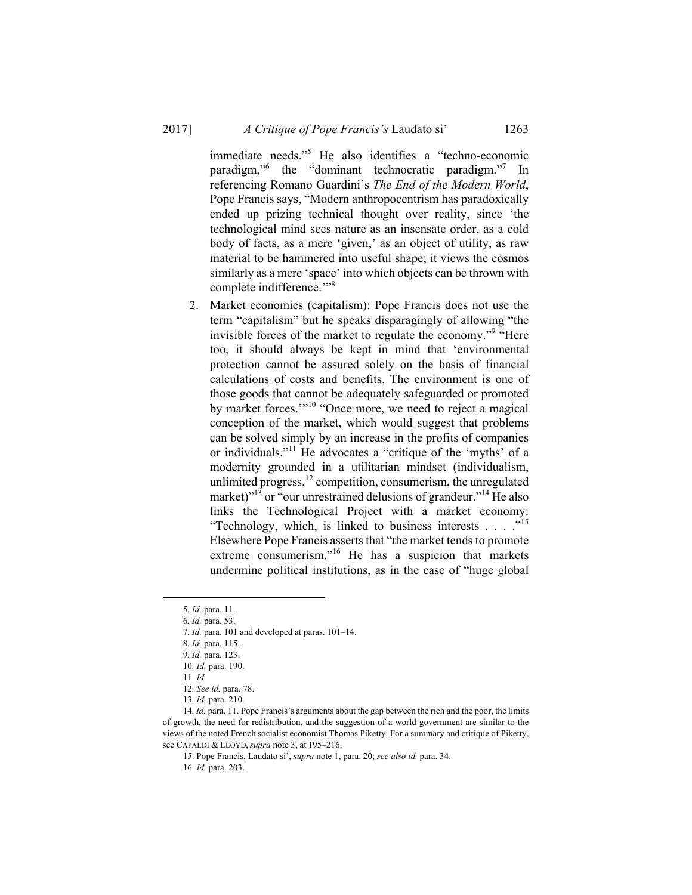immediate needs."[5] He also identifies a "techno-economic paradigm,"[6] the "dominant technocratic paradigm."[7] In referencing Romano Guardini's *The End of the Modern World*, Pope Francis says, "Modern anthropocentrism has paradoxically ended up prizing technical thought over reality, since 'the technological mind sees nature as an insensate order, as a cold body of facts, as a mere 'given,' as an object of utility, as raw material to be hammered into useful shape; it views the cosmos similarly as a mere 'space' into which objects can be thrown with complete indifference.'"[8]

2. Market economies (capitalism): Pope Francis does not use the term "capitalism" but he speaks disparagingly of allowing "the invisible forces of the market to regulate the economy."[9] "Here too, it should always be kept in mind that 'environmental protection cannot be assured solely on the basis of financial calculations of costs and benefits. The environment is one of those goods that cannot be adequately safeguarded or promoted by market forces.'"[10] "Once more, we need to reject a magical conception of the market, which would suggest that problems can be solved simply by an increase in the profits of companies or individuals."[11] He advocates a "critique of the 'myths' of a modernity grounded in a utilitarian mindset (individualism, unlimited progress,[12] competition, consumerism, the unregulated market)"[13] or "our unrestrained delusions of grandeur."[14] He also links the Technological Project with a market economy: "Technology, which, is linked to business interests . . . ."[15] Elsewhere Pope Francis asserts that "the market tends to promote extreme consumerism."[16] He has a suspicion that markets undermine political institutions, as in the case of "huge global

---

5. *Id.* para. 11.

6. *Id.* para. 53.

7. *Id.* para. 101 and developed at paras. 101–14.

8. *Id.* para. 115.

9. *Id.* para. 123.

10. *Id.* para. 190.

11. *Id.*

12. *See id.* para. 78.

13. *Id.* para. 210.

14. *Id.* para. 11. Pope Francis's arguments about the gap between the rich and the poor, the limits of growth, the need for redistribution, and the suggestion of a world government are similar to the views of the noted French socialist economist Thomas Piketty. For a summary and critique of Piketty, see CAPALDI & LLOYD, *supra* note 3, at 195–216.

15. Pope Francis, Laudato si', *supra* note 1, para. 20; *see also id.* para. 34.

16. *Id.* para. 203.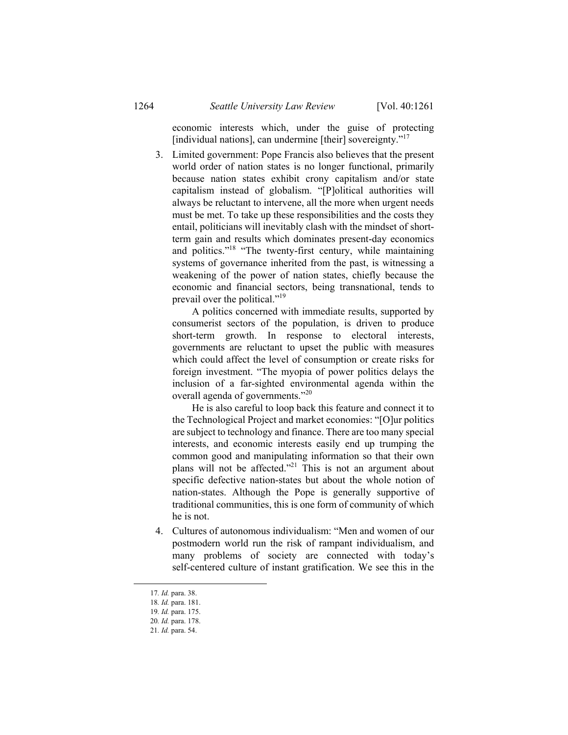economic interests which, under the guise of protecting [individual nations], can undermine [their] sovereignty."[17]

3. Limited government: Pope Francis also believes that the present world order of nation states is no longer functional, primarily because nation states exhibit crony capitalism and/or state capitalism instead of globalism. "[P]olitical authorities will always be reluctant to intervene, all the more when urgent needs must be met. To take up these responsibilities and the costs they entail, politicians will inevitably clash with the mindset of short-term gain and results which dominates present-day economics and politics."[18] "The twenty-first century, while maintaining systems of governance inherited from the past, is witnessing a weakening of the power of nation states, chiefly because the economic and financial sectors, being transnational, tends to prevail over the political."[19]

   A politics concerned with immediate results, supported by consumerist sectors of the population, is driven to produce short-term growth. In response to electoral interests, governments are reluctant to upset the public with measures which could affect the level of consumption or create risks for foreign investment. "The myopia of power politics delays the inclusion of a far-sighted environmental agenda within the overall agenda of governments."[20]

   He is also careful to loop back this feature and connect it to the Technological Project and market economies: "[O]ur politics are subject to technology and finance. There are too many special interests, and economic interests easily end up trumping the common good and manipulating information so that their own plans will not be affected."[21] This is not an argument about specific defective nation-states but about the whole notion of nation-states. Although the Pope is generally supportive of traditional communities, this is one form of community of which he is not.

4. Cultures of autonomous individualism: "Men and women of our postmodern world run the risk of rampant individualism, and many problems of society are connected with today's self-centered culture of instant gratification. We see this in the

17. *Id.* para. 38.
18. *Id.* para. 181.
19. *Id.* para. 175.
20. *Id.* para. 178.
21. *Id.* para. 54.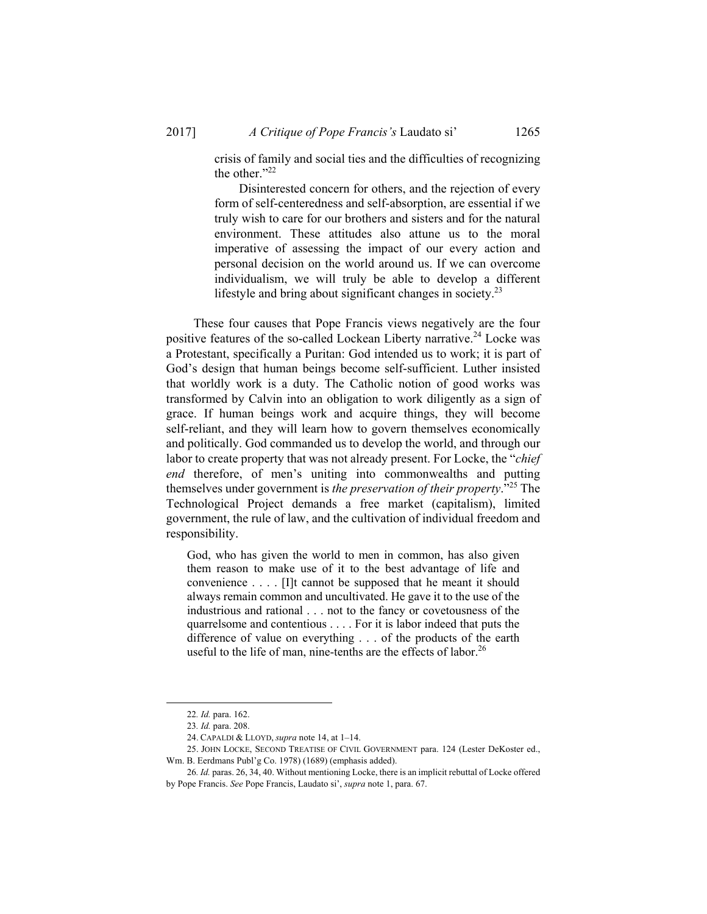> crisis of family and social ties and the difficulties of recognizing the other."[22]
>
> Disinterested concern for others, and the rejection of every form of self-centeredness and self-absorption, are essential if we truly wish to care for our brothers and sisters and for the natural environment. These attitudes also attune us to the moral imperative of assessing the impact of our every action and personal decision on the world around us. If we can overcome individualism, we will truly be able to develop a different lifestyle and bring about significant changes in society.[23]

These four causes that Pope Francis views negatively are the four positive features of the so-called Lockean Liberty narrative.[24] Locke was a Protestant, specifically a Puritan: God intended us to work; it is part of God's design that human beings become self-sufficient. Luther insisted that worldly work is a duty. The Catholic notion of good works was transformed by Calvin into an obligation to work diligently as a sign of grace. If human beings work and acquire things, they will become self-reliant, and they will learn how to govern themselves economically and politically. God commanded us to develop the world, and through our labor to create property that was not already present. For Locke, the "*chief end* therefore, of men's uniting into commonwealths and putting themselves under government is *the preservation of their property*."[25] The Technological Project demands a free market (capitalism), limited government, the rule of law, and the cultivation of individual freedom and responsibility.

> God, who has given the world to men in common, has also given them reason to make use of it to the best advantage of life and convenience . . . . [I]t cannot be supposed that he meant it should always remain common and uncultivated. He gave it to the use of the industrious and rational . . . not to the fancy or covetousness of the quarrelsome and contentious . . . . For it is labor indeed that puts the difference of value on everything . . . of the products of the earth useful to the life of man, nine-tenths are the effects of labor.[26]

---

22. *Id.* para. 162.

23. *Id.* para. 208.

24. CAPALDI & LLOYD, *supra* note 14, at 1–14.

25. JOHN LOCKE, SECOND TREATISE OF CIVIL GOVERNMENT para. 124 (Lester DeKoster ed., Wm. B. Eerdmans Publ'g Co. 1978) (1689) (emphasis added).

26. *Id.* paras. 26, 34, 40. Without mentioning Locke, there is an implicit rebuttal of Locke offered by Pope Francis. *See* Pope Francis, Laudato si', *supra* note 1, para. 67.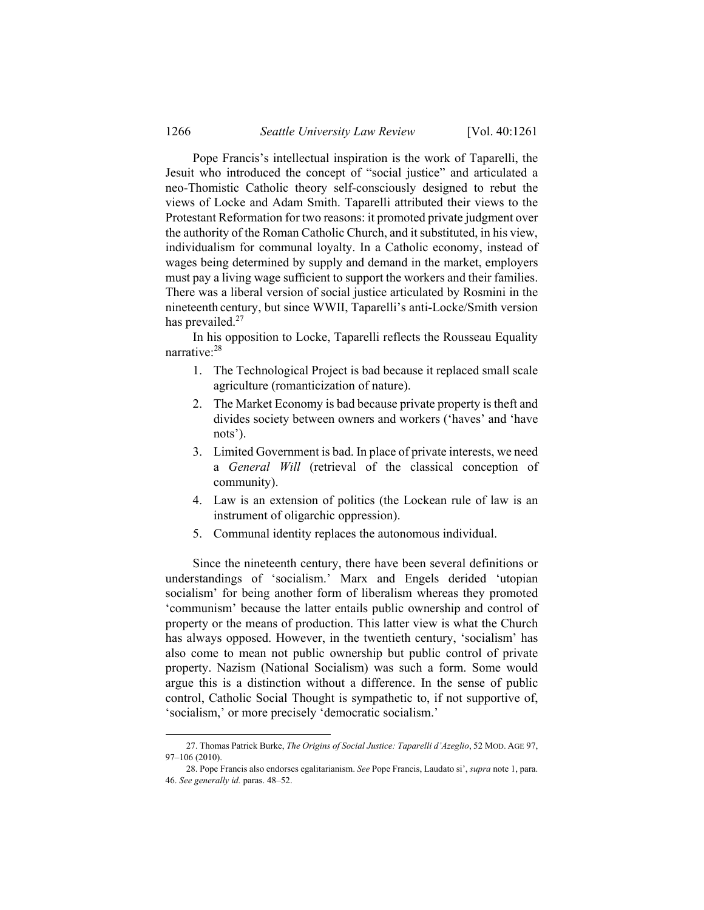Pope Francis's intellectual inspiration is the work of Taparelli, the Jesuit who introduced the concept of "social justice" and articulated a neo-Thomistic Catholic theory self-consciously designed to rebut the views of Locke and Adam Smith. Taparelli attributed their views to the Protestant Reformation for two reasons: it promoted private judgment over the authority of the Roman Catholic Church, and it substituted, in his view, individualism for communal loyalty. In a Catholic economy, instead of wages being determined by supply and demand in the market, employers must pay a living wage sufficient to support the workers and their families. There was a liberal version of social justice articulated by Rosmini in the nineteenth century, but since WWII, Taparelli's anti-Locke/Smith version has prevailed.[27]

In his opposition to Locke, Taparelli reflects the Rousseau Equality narrative:[28]

1. The Technological Project is bad because it replaced small scale agriculture (romanticization of nature).
2. The Market Economy is bad because private property is theft and divides society between owners and workers ('haves' and 'have nots').
3. Limited Government is bad. In place of private interests, we need a *General Will* (retrieval of the classical conception of community).
4. Law is an extension of politics (the Lockean rule of law is an instrument of oligarchic oppression).
5. Communal identity replaces the autonomous individual.

Since the nineteenth century, there have been several definitions or understandings of 'socialism.' Marx and Engels derided 'utopian socialism' for being another form of liberalism whereas they promoted 'communism' because the latter entails public ownership and control of property or the means of production. This latter view is what the Church has always opposed. However, in the twentieth century, 'socialism' has also come to mean not public ownership but public control of private property. Nazism (National Socialism) was such a form. Some would argue this is a distinction without a difference. In the sense of public control, Catholic Social Thought is sympathetic to, if not supportive of, 'socialism,' or more precisely 'democratic socialism.'

---

27. Thomas Patrick Burke, *The Origins of Social Justice: Taparelli d'Azeglio*, 52 MOD. AGE 97, 97–106 (2010).

28. Pope Francis also endorses egalitarianism. *See* Pope Francis, Laudato si', *supra* note 1, para. 46. *See generally id.* paras. 48–52.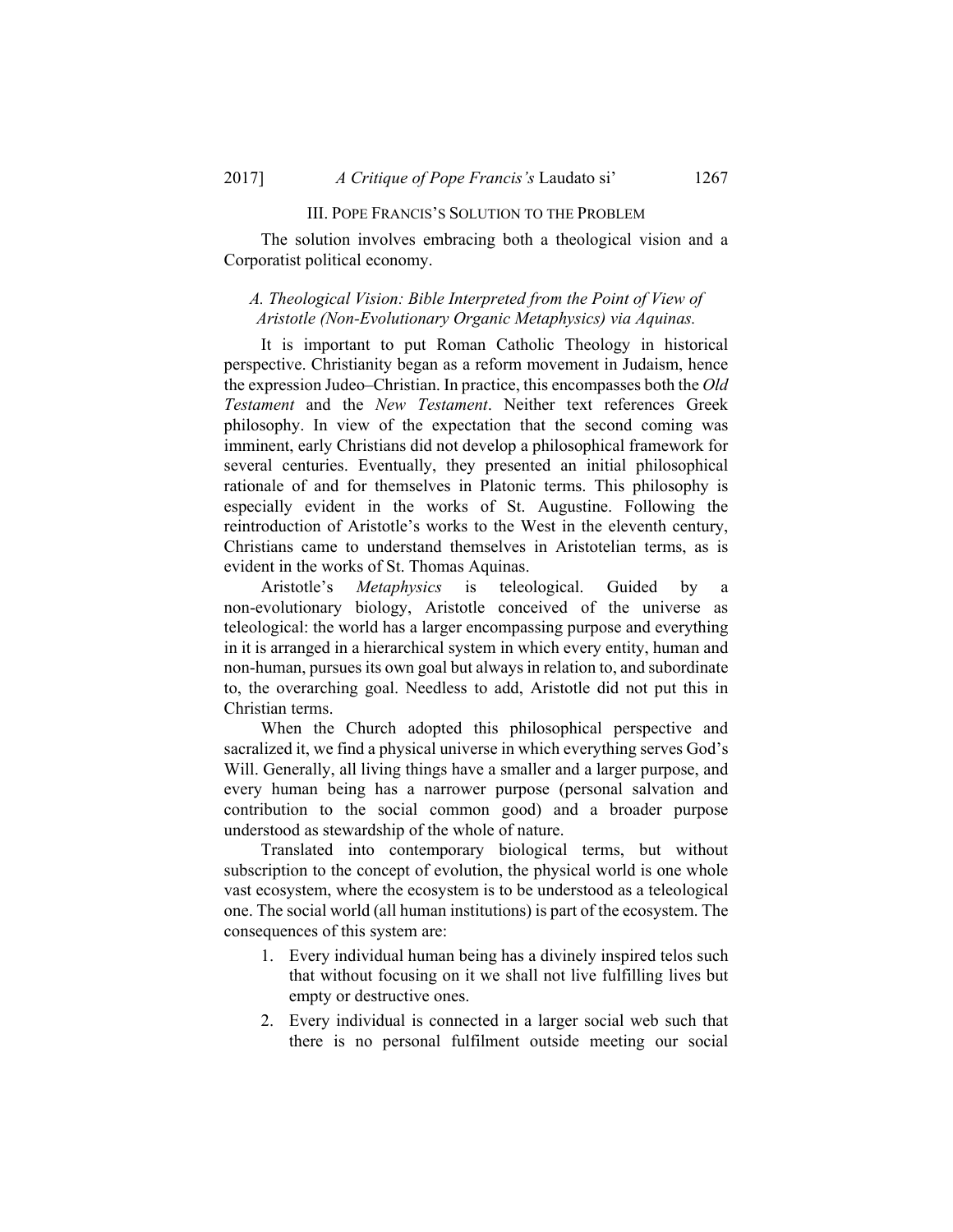## III. Pope Francis's Solution to the Problem

The solution involves embracing both a theological vision and a Corporatist political economy.

### *A. Theological Vision: Bible Interpreted from the Point of View of Aristotle (Non-Evolutionary Organic Metaphysics) via Aquinas.*

It is important to put Roman Catholic Theology in historical perspective. Christianity began as a reform movement in Judaism, hence the expression Judeo–Christian. In practice, this encompasses both the *Old Testament* and the *New Testament*. Neither text references Greek philosophy. In view of the expectation that the second coming was imminent, early Christians did not develop a philosophical framework for several centuries. Eventually, they presented an initial philosophical rationale of and for themselves in Platonic terms. This philosophy is especially evident in the works of St. Augustine. Following the reintroduction of Aristotle's works to the West in the eleventh century, Christians came to understand themselves in Aristotelian terms, as is evident in the works of St. Thomas Aquinas.

Aristotle's *Metaphysics* is teleological. Guided by a non-evolutionary biology, Aristotle conceived of the universe as teleological: the world has a larger encompassing purpose and everything in it is arranged in a hierarchical system in which every entity, human and non-human, pursues its own goal but always in relation to, and subordinate to, the overarching goal. Needless to add, Aristotle did not put this in Christian terms.

When the Church adopted this philosophical perspective and sacralized it, we find a physical universe in which everything serves God's Will. Generally, all living things have a smaller and a larger purpose, and every human being has a narrower purpose (personal salvation and contribution to the social common good) and a broader purpose understood as stewardship of the whole of nature.

Translated into contemporary biological terms, but without subscription to the concept of evolution, the physical world is one whole vast ecosystem, where the ecosystem is to be understood as a teleological one. The social world (all human institutions) is part of the ecosystem. The consequences of this system are:

1. Every individual human being has a divinely inspired telos such that without focusing on it we shall not live fulfilling lives but empty or destructive ones.
2. Every individual is connected in a larger social web such that there is no personal fulfilment outside meeting our social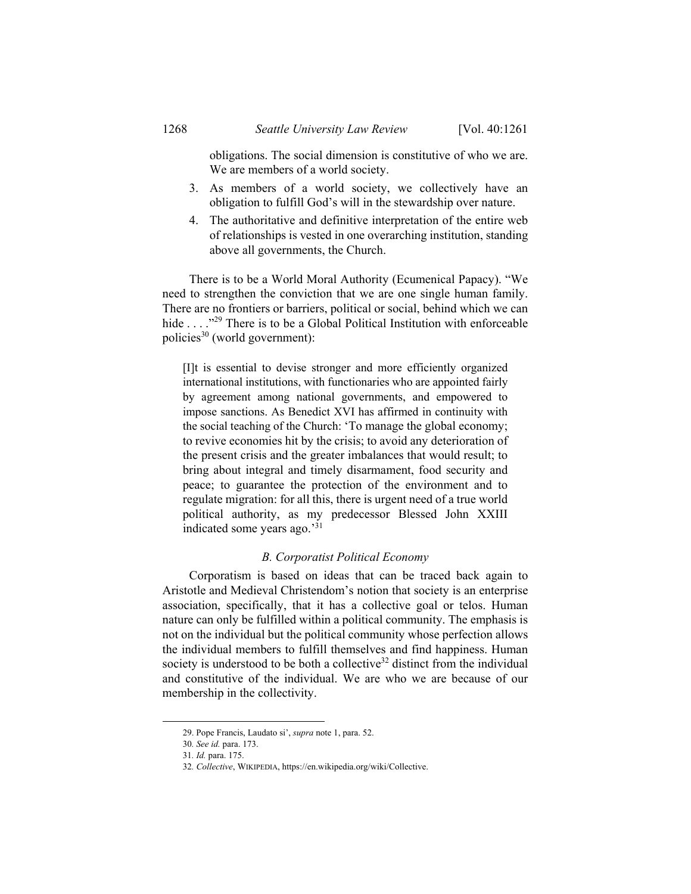obligations. The social dimension is constitutive of who we are. We are members of a world society.

3. As members of a world society, we collectively have an obligation to fulfill God's will in the stewardship over nature.
4. The authoritative and definitive interpretation of the entire web of relationships is vested in one overarching institution, standing above all governments, the Church.

There is to be a World Moral Authority (Ecumenical Papacy). "We need to strengthen the conviction that we are one single human family. There are no frontiers or barriers, political or social, behind which we can hide . . . ."[29] There is to be a Global Political Institution with enforceable policies[30] (world government):

> [I]t is essential to devise stronger and more efficiently organized international institutions, with functionaries who are appointed fairly by agreement among national governments, and empowered to impose sanctions. As Benedict XVI has affirmed in continuity with the social teaching of the Church: 'To manage the global economy; to revive economies hit by the crisis; to avoid any deterioration of the present crisis and the greater imbalances that would result; to bring about integral and timely disarmament, food security and peace; to guarantee the protection of the environment and to regulate migration: for all this, there is urgent need of a true world political authority, as my predecessor Blessed John XXIII indicated some years ago.'[31]

### *B. Corporatist Political Economy*

Corporatism is based on ideas that can be traced back again to Aristotle and Medieval Christendom's notion that society is an enterprise association, specifically, that it has a collective goal or telos. Human nature can only be fulfilled within a political community. The emphasis is not on the individual but the political community whose perfection allows the individual members to fulfill themselves and find happiness. Human society is understood to be both a collective[32] distinct from the individual and constitutive of the individual. We are who we are because of our membership in the collectivity.

---

29. Pope Francis, Laudato si', *supra* note 1, para. 52.

30. *See id.* para. 173.

31. *Id.* para. 175.

32. *Collective*, WIKIPEDIA, https://en.wikipedia.org/wiki/Collective.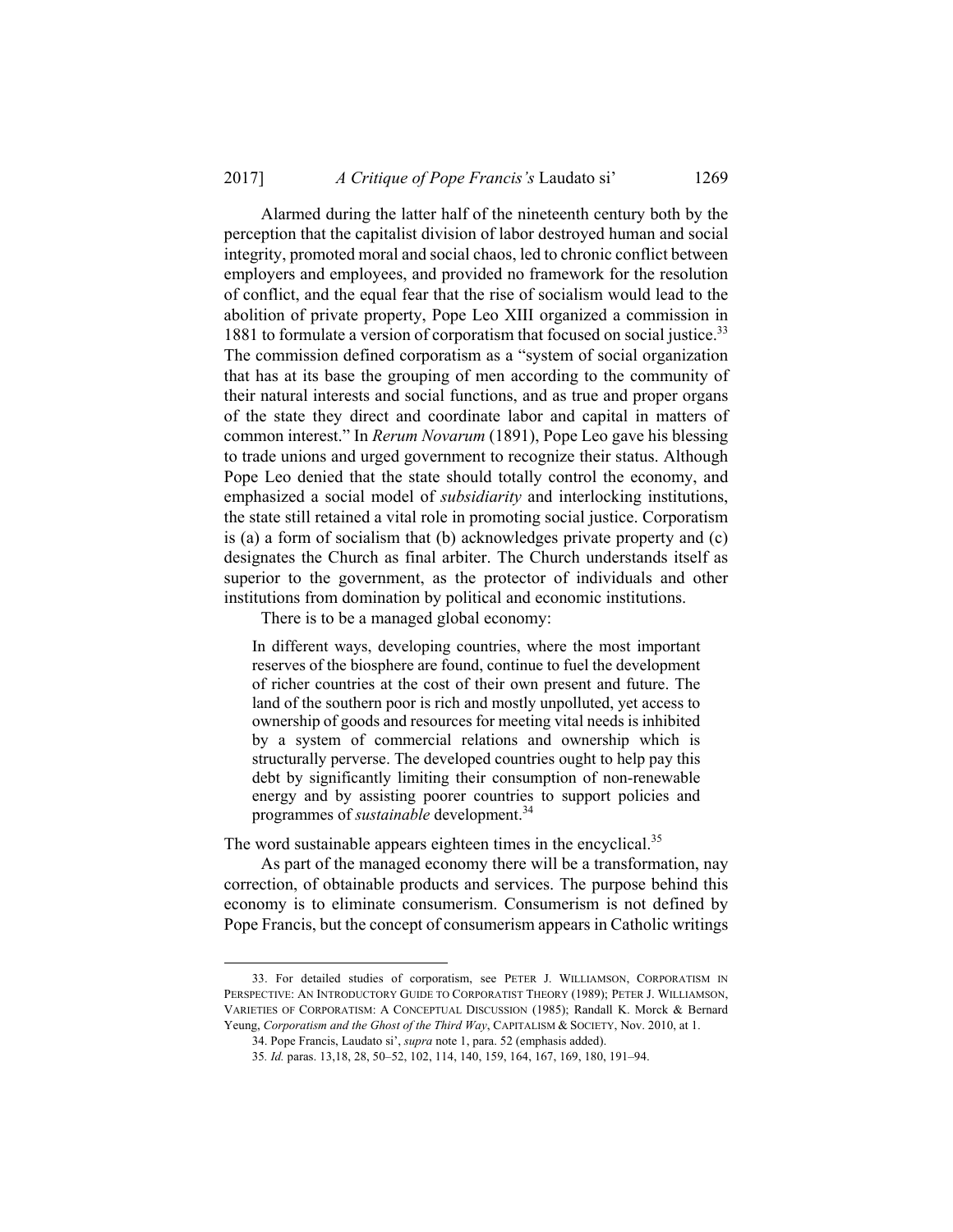Alarmed during the latter half of the nineteenth century both by the perception that the capitalist division of labor destroyed human and social integrity, promoted moral and social chaos, led to chronic conflict between employers and employees, and provided no framework for the resolution of conflict, and the equal fear that the rise of socialism would lead to the abolition of private property, Pope Leo XIII organized a commission in 1881 to formulate a version of corporatism that focused on social justice.[33] The commission defined corporatism as a "system of social organization that has at its base the grouping of men according to the community of their natural interests and social functions, and as true and proper organs of the state they direct and coordinate labor and capital in matters of common interest." In *Rerum Novarum* (1891), Pope Leo gave his blessing to trade unions and urged government to recognize their status. Although Pope Leo denied that the state should totally control the economy, and emphasized a social model of *subsidiarity* and interlocking institutions, the state still retained a vital role in promoting social justice. Corporatism is (a) a form of socialism that (b) acknowledges private property and (c) designates the Church as final arbiter. The Church understands itself as superior to the government, as the protector of individuals and other institutions from domination by political and economic institutions.

There is to be a managed global economy:

> In different ways, developing countries, where the most important reserves of the biosphere are found, continue to fuel the development of richer countries at the cost of their own present and future. The land of the southern poor is rich and mostly unpolluted, yet access to ownership of goods and resources for meeting vital needs is inhibited by a system of commercial relations and ownership which is structurally perverse. The developed countries ought to help pay this debt by significantly limiting their consumption of non-renewable energy and by assisting poorer countries to support policies and programmes of *sustainable* development.[34]

The word sustainable appears eighteen times in the encyclical.[35]

As part of the managed economy there will be a transformation, nay correction, of obtainable products and services. The purpose behind this economy is to eliminate consumerism. Consumerism is not defined by Pope Francis, but the concept of consumerism appears in Catholic writings

---

33. For detailed studies of corporatism, see PETER J. WILLIAMSON, CORPORATISM IN PERSPECTIVE: AN INTRODUCTORY GUIDE TO CORPORATIST THEORY (1989); PETER J. WILLIAMSON, VARIETIES OF CORPORATISM: A CONCEPTUAL DISCUSSION (1985); Randall K. Morck & Bernard Yeung, *Corporatism and the Ghost of the Third Way*, CAPITALISM & SOCIETY, Nov. 2010, at 1.

34. Pope Francis, Laudato si', *supra* note 1, para. 52 (emphasis added).

35. *Id.* paras. 13,18, 28, 50–52, 102, 114, 140, 159, 164, 167, 169, 180, 191–94.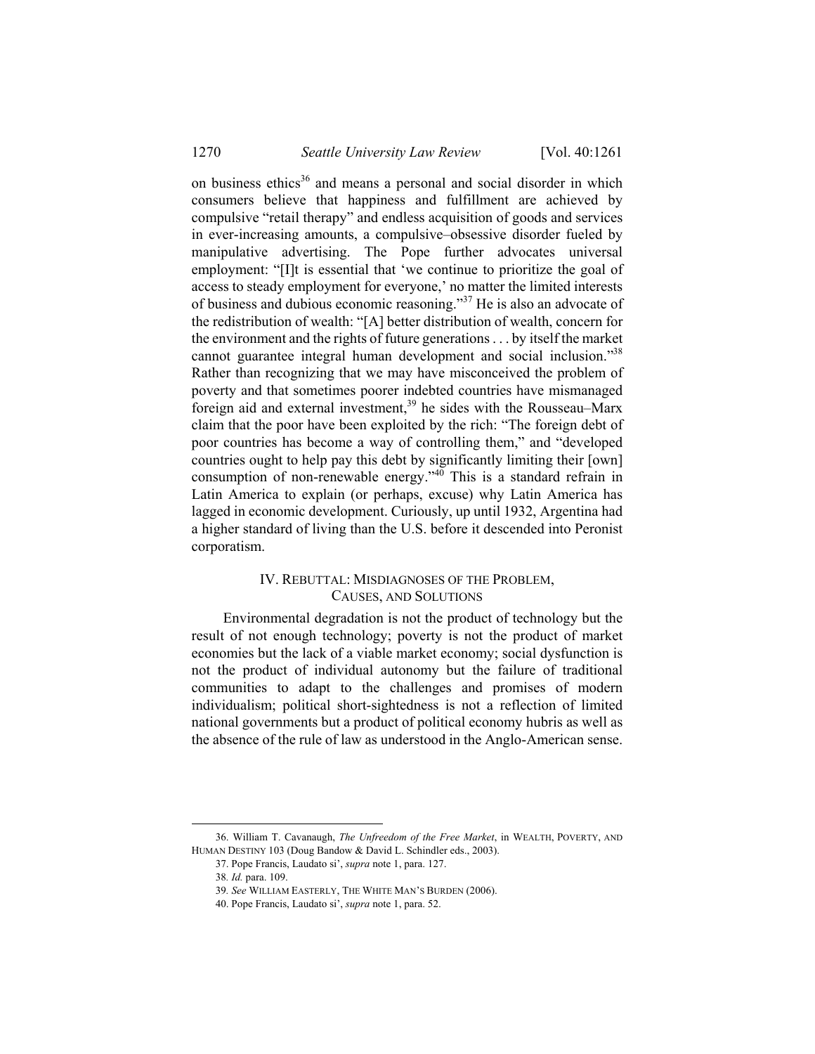on business ethics[36] and means a personal and social disorder in which consumers believe that happiness and fulfillment are achieved by compulsive "retail therapy" and endless acquisition of goods and services in ever-increasing amounts, a compulsive–obsessive disorder fueled by manipulative advertising. The Pope further advocates universal employment: "[I]t is essential that 'we continue to prioritize the goal of access to steady employment for everyone,' no matter the limited interests of business and dubious economic reasoning."[37] He is also an advocate of the redistribution of wealth: "[A] better distribution of wealth, concern for the environment and the rights of future generations . . . by itself the market cannot guarantee integral human development and social inclusion."[38] Rather than recognizing that we may have misconceived the problem of poverty and that sometimes poorer indebted countries have mismanaged foreign aid and external investment,[39] he sides with the Rousseau–Marx claim that the poor have been exploited by the rich: "The foreign debt of poor countries has become a way of controlling them," and "developed countries ought to help pay this debt by significantly limiting their [own] consumption of non-renewable energy."[40] This is a standard refrain in Latin America to explain (or perhaps, excuse) why Latin America has lagged in economic development. Curiously, up until 1932, Argentina had a higher standard of living than the U.S. before it descended into Peronist corporatism.

## IV. REBUTTAL: MISDIAGNOSES OF THE PROBLEM, CAUSES, AND SOLUTIONS

Environmental degradation is not the product of technology but the result of not enough technology; poverty is not the product of market economies but the lack of a viable market economy; social dysfunction is not the product of individual autonomy but the failure of traditional communities to adapt to the challenges and promises of modern individualism; political short-sightedness is not a reflection of limited national governments but a product of political economy hubris as well as the absence of the rule of law as understood in the Anglo-American sense.

---

36. William T. Cavanaugh, *The Unfreedom of the Free Market*, in WEALTH, POVERTY, AND HUMAN DESTINY 103 (Doug Bandow & David L. Schindler eds., 2003).

37. Pope Francis, Laudato si', *supra* note 1, para. 127.

38. *Id.* para. 109.

39. *See* WILLIAM EASTERLY, THE WHITE MAN'S BURDEN (2006).

40. Pope Francis, Laudato si', *supra* note 1, para. 52.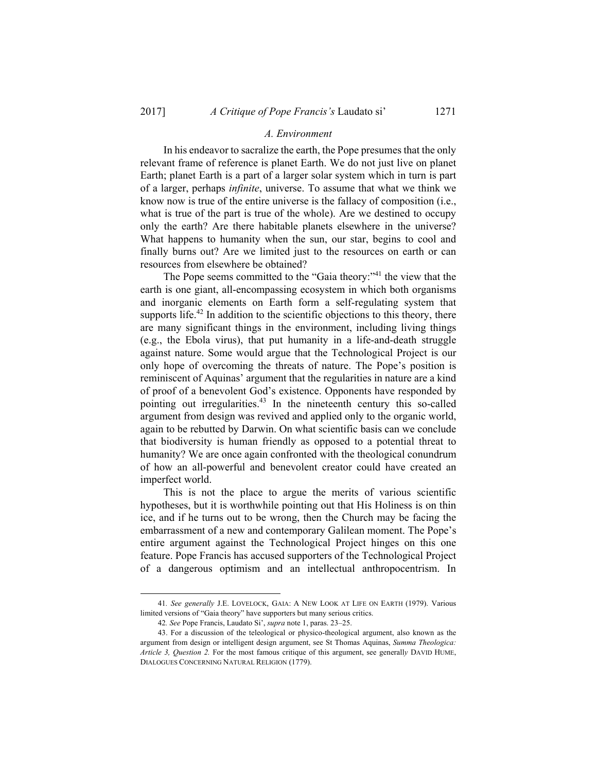### *A. Environment*

In his endeavor to sacralize the earth, the Pope presumes that the only relevant frame of reference is planet Earth. We do not just live on planet Earth; planet Earth is a part of a larger solar system which in turn is part of a larger, perhaps *infinite*, universe. To assume that what we think we know now is true of the entire universe is the fallacy of composition (i.e., what is true of the part is true of the whole). Are we destined to occupy only the earth? Are there habitable planets elsewhere in the universe? What happens to humanity when the sun, our star, begins to cool and finally burns out? Are we limited just to the resources on earth or can resources from elsewhere be obtained?

The Pope seems committed to the "Gaia theory:"[41] the view that the earth is one giant, all-encompassing ecosystem in which both organisms and inorganic elements on Earth form a self-regulating system that supports life.[42] In addition to the scientific objections to this theory, there are many significant things in the environment, including living things (e.g., the Ebola virus), that put humanity in a life-and-death struggle against nature. Some would argue that the Technological Project is our only hope of overcoming the threats of nature. The Pope's position is reminiscent of Aquinas' argument that the regularities in nature are a kind of proof of a benevolent God's existence. Opponents have responded by pointing out irregularities.[43] In the nineteenth century this so-called argument from design was revived and applied only to the organic world, again to be rebutted by Darwin. On what scientific basis can we conclude that biodiversity is human friendly as opposed to a potential threat to humanity? We are once again confronted with the theological conundrum of how an all-powerful and benevolent creator could have created an imperfect world.

This is not the place to argue the merits of various scientific hypotheses, but it is worthwhile pointing out that His Holiness is on thin ice, and if he turns out to be wrong, then the Church may be facing the embarrassment of a new and contemporary Galilean moment. The Pope's entire argument against the Technological Project hinges on this one feature. Pope Francis has accused supporters of the Technological Project of a dangerous optimism and an intellectual anthropocentrism. In

---

41. *See generally* J.E. LOVELOCK, GAIA: A NEW LOOK AT LIFE ON EARTH (1979). Various limited versions of "Gaia theory" have supporters but many serious critics.

42. *See* Pope Francis, Laudato Si', *supra* note 1, paras. 23–25.

43. For a discussion of the teleological or physico-theological argument, also known as the argument from design or intelligent design argument, see St Thomas Aquinas, *Summa Theologica: Article 3, Question 2.* For the most famous critique of this argument, see generally DAVID HUME, DIALOGUES CONCERNING NATURAL RELIGION (1779).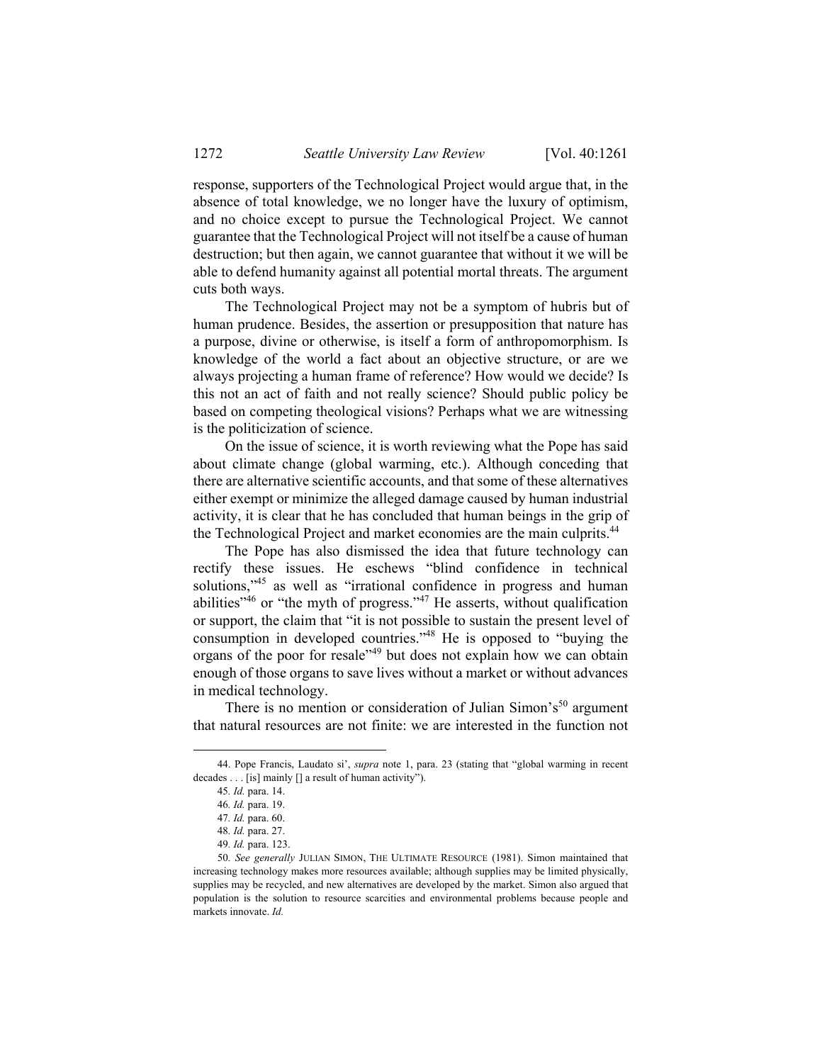response, supporters of the Technological Project would argue that, in the absence of total knowledge, we no longer have the luxury of optimism, and no choice except to pursue the Technological Project. We cannot guarantee that the Technological Project will not itself be a cause of human destruction; but then again, we cannot guarantee that without it we will be able to defend humanity against all potential mortal threats. The argument cuts both ways.

The Technological Project may not be a symptom of hubris but of human prudence. Besides, the assertion or presupposition that nature has a purpose, divine or otherwise, is itself a form of anthropomorphism. Is knowledge of the world a fact about an objective structure, or are we always projecting a human frame of reference? How would we decide? Is this not an act of faith and not really science? Should public policy be based on competing theological visions? Perhaps what we are witnessing is the politicization of science.

On the issue of science, it is worth reviewing what the Pope has said about climate change (global warming, etc.). Although conceding that there are alternative scientific accounts, and that some of these alternatives either exempt or minimize the alleged damage caused by human industrial activity, it is clear that he has concluded that human beings in the grip of the Technological Project and market economies are the main culprits.[44]

The Pope has also dismissed the idea that future technology can rectify these issues. He eschews "blind confidence in technical solutions,"[45] as well as "irrational confidence in progress and human abilities"[46] or "the myth of progress."[47] He asserts, without qualification or support, the claim that "it is not possible to sustain the present level of consumption in developed countries."[48] He is opposed to "buying the organs of the poor for resale"[49] but does not explain how we can obtain enough of those organs to save lives without a market or without advances in medical technology.

There is no mention or consideration of Julian Simon's[50] argument that natural resources are not finite: we are interested in the function not

---

44. Pope Francis, Laudato si', *supra* note 1, para. 23 (stating that "global warming in recent decades . . . [is] mainly [] a result of human activity").

45. *Id.* para. 14.

46. *Id.* para. 19.

47. *Id.* para. 60.

48. *Id.* para. 27.

49. *Id.* para. 123.

50. *See generally* JULIAN SIMON, THE ULTIMATE RESOURCE (1981). Simon maintained that increasing technology makes more resources available; although supplies may be limited physically, supplies may be recycled, and new alternatives are developed by the market. Simon also argued that population is the solution to resource scarcities and environmental problems because people and markets innovate. *Id.*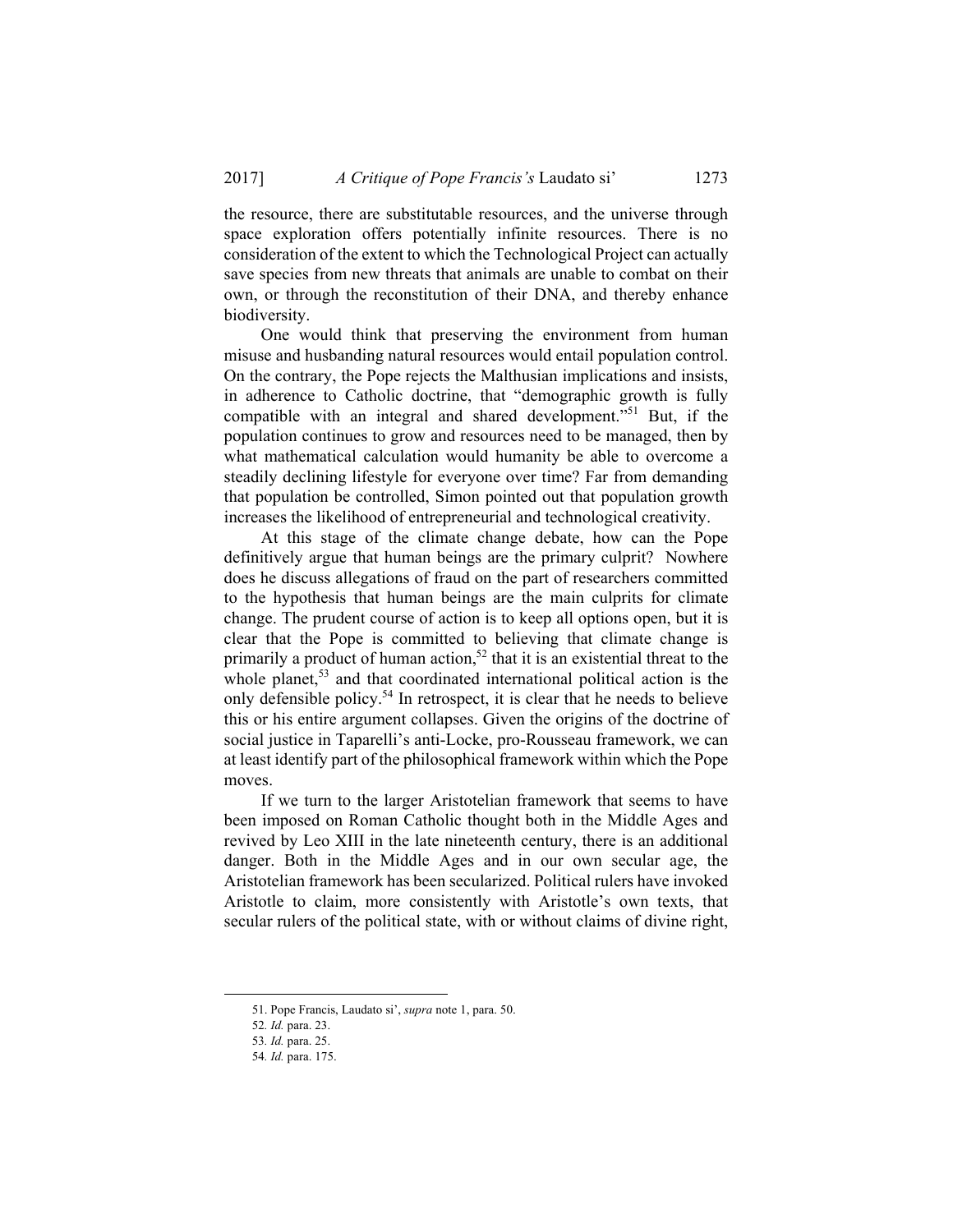the resource, there are substitutable resources, and the universe through space exploration offers potentially infinite resources. There is no consideration of the extent to which the Technological Project can actually save species from new threats that animals are unable to combat on their own, or through the reconstitution of their DNA, and thereby enhance biodiversity.

One would think that preserving the environment from human misuse and husbanding natural resources would entail population control. On the contrary, the Pope rejects the Malthusian implications and insists, in adherence to Catholic doctrine, that "demographic growth is fully compatible with an integral and shared development."[51] But, if the population continues to grow and resources need to be managed, then by what mathematical calculation would humanity be able to overcome a steadily declining lifestyle for everyone over time? Far from demanding that population be controlled, Simon pointed out that population growth increases the likelihood of entrepreneurial and technological creativity.

At this stage of the climate change debate, how can the Pope definitively argue that human beings are the primary culprit? Nowhere does he discuss allegations of fraud on the part of researchers committed to the hypothesis that human beings are the main culprits for climate change. The prudent course of action is to keep all options open, but it is clear that the Pope is committed to believing that climate change is primarily a product of human action,[52] that it is an existential threat to the whole planet,[53] and that coordinated international political action is the only defensible policy.[54] In retrospect, it is clear that he needs to believe this or his entire argument collapses. Given the origins of the doctrine of social justice in Taparelli's anti-Locke, pro-Rousseau framework, we can at least identify part of the philosophical framework within which the Pope moves.

If we turn to the larger Aristotelian framework that seems to have been imposed on Roman Catholic thought both in the Middle Ages and revived by Leo XIII in the late nineteenth century, there is an additional danger. Both in the Middle Ages and in our own secular age, the Aristotelian framework has been secularized. Political rulers have invoked Aristotle to claim, more consistently with Aristotle's own texts, that secular rulers of the political state, with or without claims of divine right,

---

51. Pope Francis, Laudato si', *supra* note 1, para. 50.

52. *Id.* para. 23.

53. *Id.* para. 25.

54. *Id.* para. 175.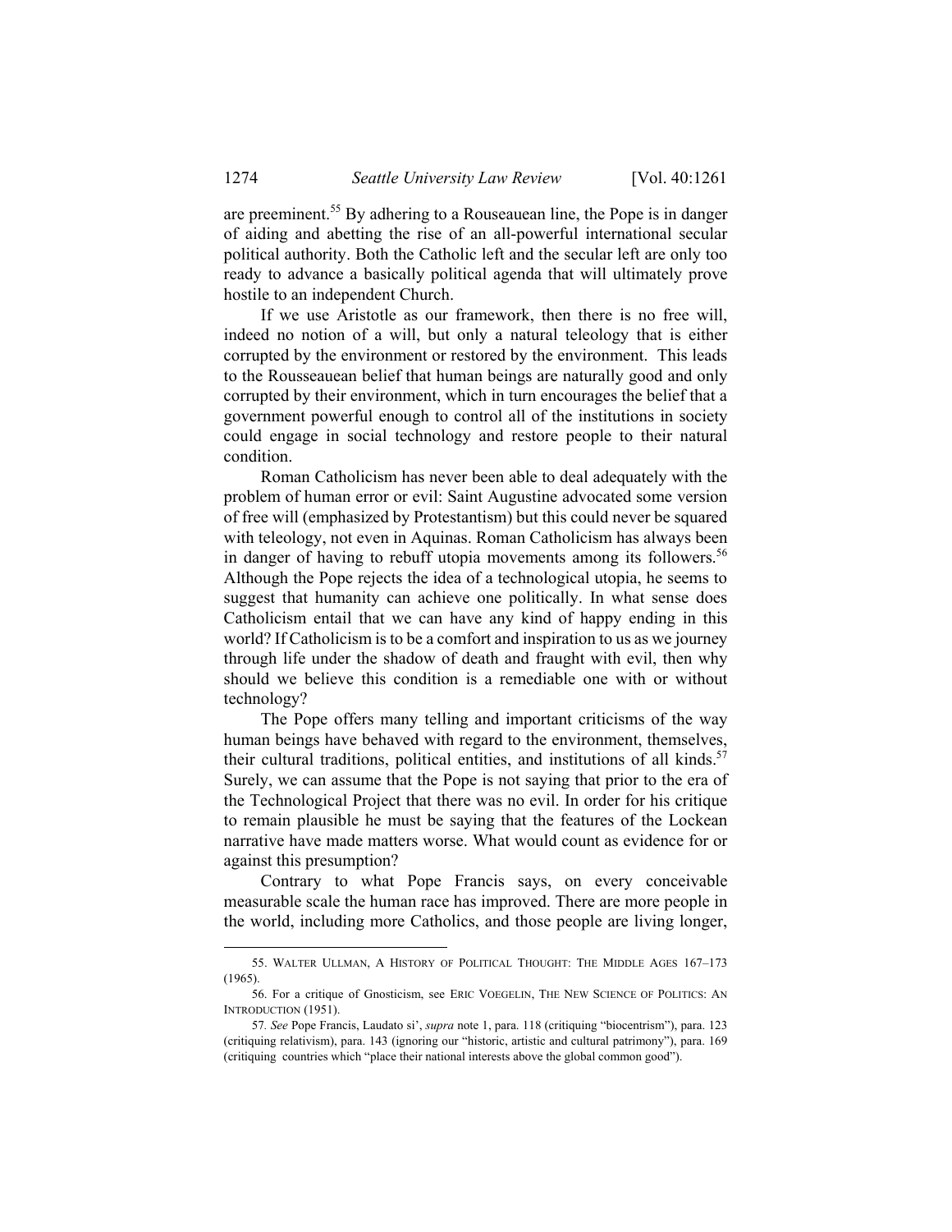are preeminent.[55] By adhering to a Rouseauean line, the Pope is in danger of aiding and abetting the rise of an all-powerful international secular political authority. Both the Catholic left and the secular left are only too ready to advance a basically political agenda that will ultimately prove hostile to an independent Church.

If we use Aristotle as our framework, then there is no free will, indeed no notion of a will, but only a natural teleology that is either corrupted by the environment or restored by the environment. This leads to the Rousseauean belief that human beings are naturally good and only corrupted by their environment, which in turn encourages the belief that a government powerful enough to control all of the institutions in society could engage in social technology and restore people to their natural condition.

Roman Catholicism has never been able to deal adequately with the problem of human error or evil: Saint Augustine advocated some version of free will (emphasized by Protestantism) but this could never be squared with teleology, not even in Aquinas. Roman Catholicism has always been in danger of having to rebuff utopia movements among its followers.[56] Although the Pope rejects the idea of a technological utopia, he seems to suggest that humanity can achieve one politically. In what sense does Catholicism entail that we can have any kind of happy ending in this world? If Catholicism is to be a comfort and inspiration to us as we journey through life under the shadow of death and fraught with evil, then why should we believe this condition is a remediable one with or without technology?

The Pope offers many telling and important criticisms of the way human beings have behaved with regard to the environment, themselves, their cultural traditions, political entities, and institutions of all kinds.[57] Surely, we can assume that the Pope is not saying that prior to the era of the Technological Project that there was no evil. In order for his critique to remain plausible he must be saying that the features of the Lockean narrative have made matters worse. What would count as evidence for or against this presumption?

Contrary to what Pope Francis says, on every conceivable measurable scale the human race has improved. There are more people in the world, including more Catholics, and those people are living longer,

---

55. WALTER ULLMAN, A HISTORY OF POLITICAL THOUGHT: THE MIDDLE AGES 167–173 (1965).

56. For a critique of Gnosticism, see ERIC VOEGELIN, THE NEW SCIENCE OF POLITICS: AN INTRODUCTION (1951).

57. *See* Pope Francis, Laudato si', *supra* note 1, para. 118 (critiquing "biocentrism"), para. 123 (critiquing relativism), para. 143 (ignoring our "historic, artistic and cultural patrimony"), para. 169 (critiquing countries which "place their national interests above the global common good").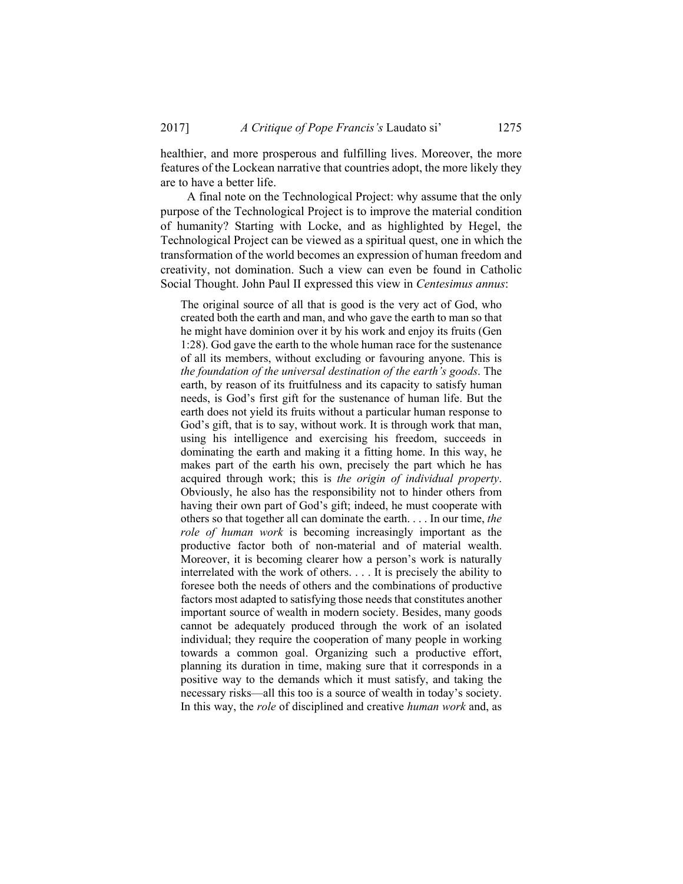healthier, and more prosperous and fulfilling lives. Moreover, the more features of the Lockean narrative that countries adopt, the more likely they are to have a better life.

A final note on the Technological Project: why assume that the only purpose of the Technological Project is to improve the material condition of humanity? Starting with Locke, and as highlighted by Hegel, the Technological Project can be viewed as a spiritual quest, one in which the transformation of the world becomes an expression of human freedom and creativity, not domination. Such a view can even be found in Catholic Social Thought. John Paul II expressed this view in *Centesimus annus*:

> The original source of all that is good is the very act of God, who created both the earth and man, and who gave the earth to man so that he might have dominion over it by his work and enjoy its fruits (Gen 1:28). God gave the earth to the whole human race for the sustenance of all its members, without excluding or favouring anyone. This is *the foundation of the universal destination of the earth's goods*. The earth, by reason of its fruitfulness and its capacity to satisfy human needs, is God's first gift for the sustenance of human life. But the earth does not yield its fruits without a particular human response to God's gift, that is to say, without work. It is through work that man, using his intelligence and exercising his freedom, succeeds in dominating the earth and making it a fitting home. In this way, he makes part of the earth his own, precisely the part which he has acquired through work; this is *the origin of individual property*. Obviously, he also has the responsibility not to hinder others from having their own part of God's gift; indeed, he must cooperate with others so that together all can dominate the earth. . . . In our time, *the role of human work* is becoming increasingly important as the productive factor both of non-material and of material wealth. Moreover, it is becoming clearer how a person's work is naturally interrelated with the work of others. . . . It is precisely the ability to foresee both the needs of others and the combinations of productive factors most adapted to satisfying those needs that constitutes another important source of wealth in modern society. Besides, many goods cannot be adequately produced through the work of an isolated individual; they require the cooperation of many people in working towards a common goal. Organizing such a productive effort, planning its duration in time, making sure that it corresponds in a positive way to the demands which it must satisfy, and taking the necessary risks—all this too is a source of wealth in today's society. In this way, the *role* of disciplined and creative *human work* and, as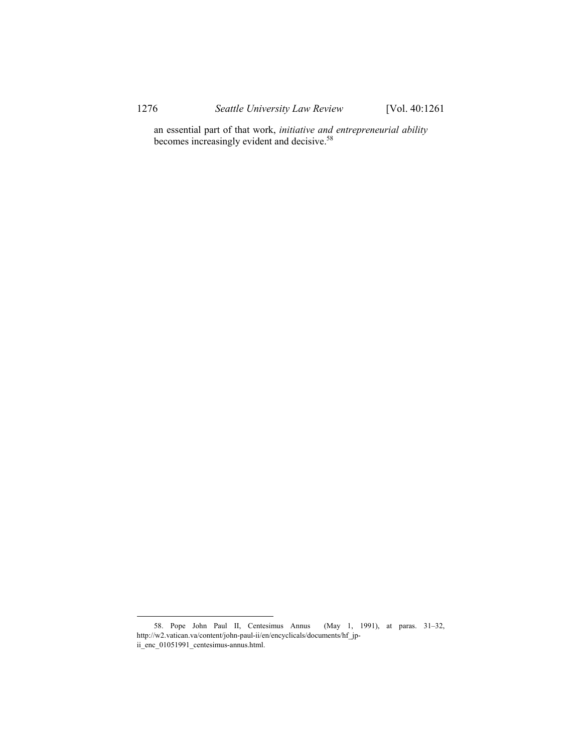> an essential part of that work, *initiative and entrepreneurial ability* becomes increasingly evident and decisive.[58]

58. Pope John Paul II, Centesimus Annus (May 1, 1991), at paras. 31–32, http://w2.vatican.va/content/john-paul-ii/en/encyclicals/documents/hf_jp-ii_enc_01051991_centesimus-annus.html.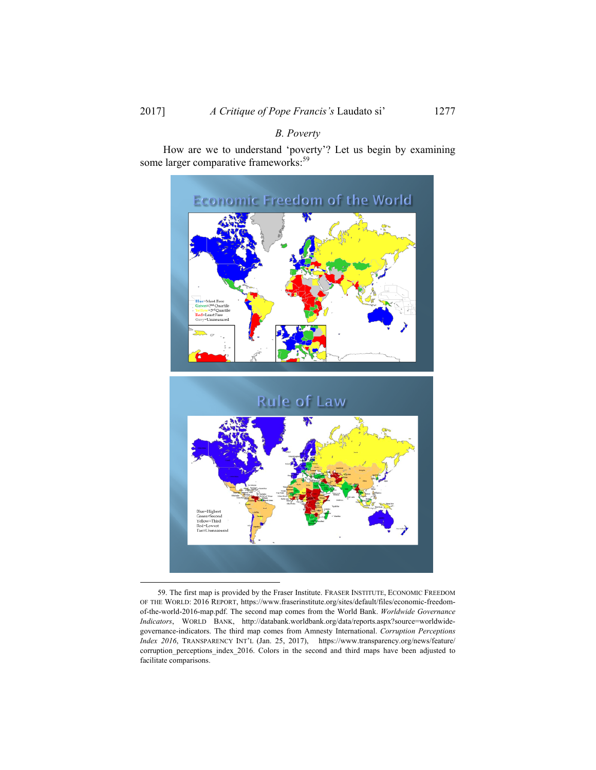### B. Poverty

How are we to understand 'poverty'? Let us begin by examining some larger comparative frameworks:[59]

---

59. The first map is provided by the Fraser Institute. FRASER INSTITUTE, ECONOMIC FREEDOM OF THE WORLD: 2016 REPORT, https://www.fraserinstitute.org/sites/default/files/economic-freedom-of-the-world-2016-map.pdf. The second map comes from the World Bank. *Worldwide Governance Indicators*, WORLD BANK, http://databank.worldbank.org/data/reports.aspx?source=worldwide-governance-indicators. The third map comes from Amnesty International. *Corruption Perceptions Index 2016*, TRANSPARENCY INT'L (Jan. 25, 2017), https://www.transparency.org/news/feature/corruption_perceptions_index_2016. Colors in the second and third maps have been adjusted to facilitate comparisons.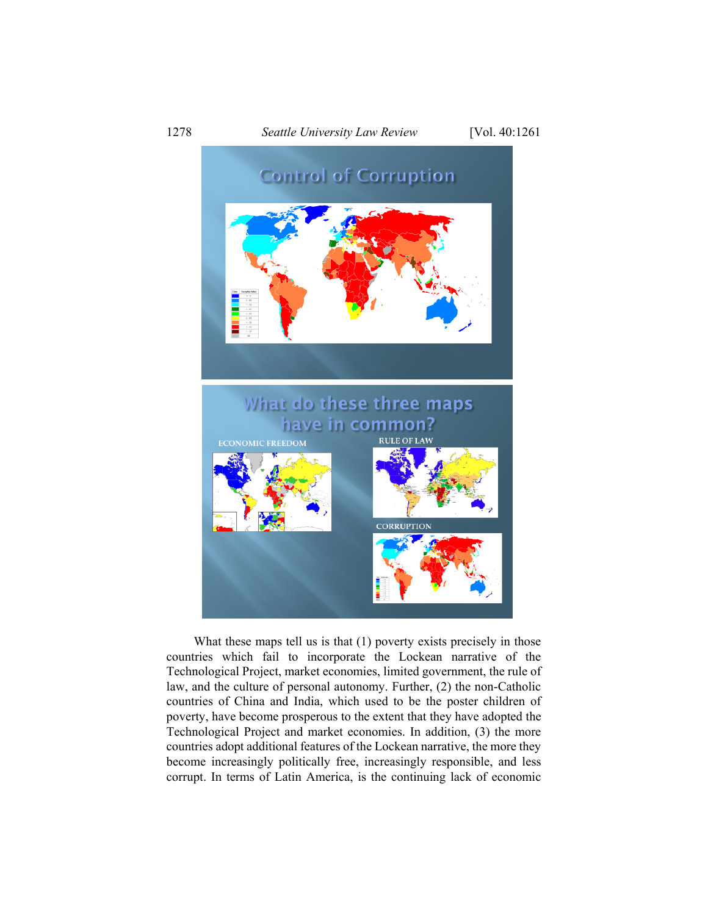What these maps tell us is that (1) poverty exists precisely in those countries which fail to incorporate the Lockean narrative of the Technological Project, market economies, limited government, the rule of law, and the culture of personal autonomy. Further, (2) the non-Catholic countries of China and India, which used to be the poster children of poverty, have become prosperous to the extent that they have adopted the Technological Project and market economies. In addition, (3) the more countries adopt additional features of the Lockean narrative, the more they become increasingly politically free, increasingly responsible, and less corrupt. In terms of Latin America, is the continuing lack of economic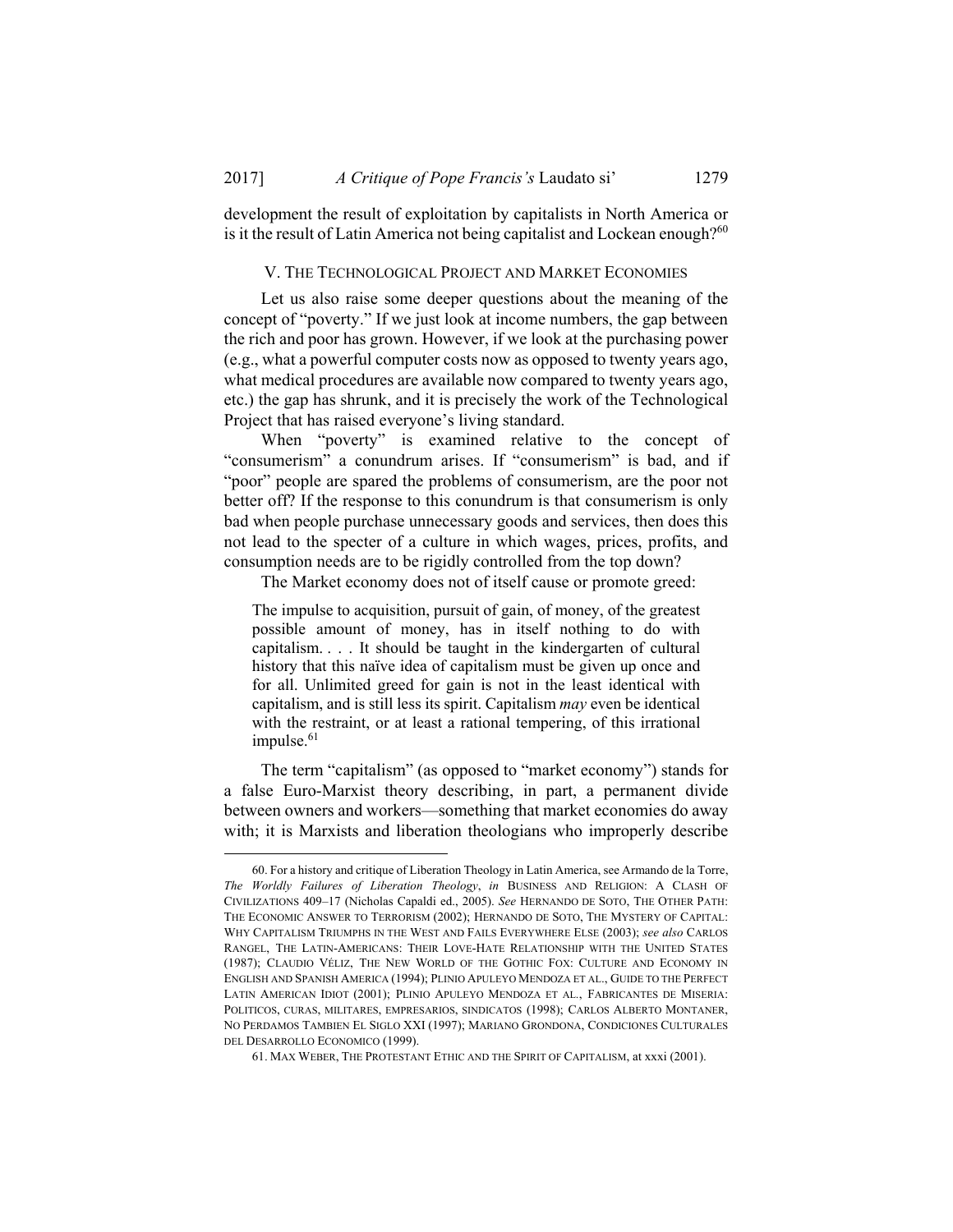development the result of exploitation by capitalists in North America or is it the result of Latin America not being capitalist and Lockean enough?[60]

## V. The Technological Project and Market Economies

Let us also raise some deeper questions about the meaning of the concept of "poverty." If we just look at income numbers, the gap between the rich and poor has grown. However, if we look at the purchasing power (e.g., what a powerful computer costs now as opposed to twenty years ago, what medical procedures are available now compared to twenty years ago, etc.) the gap has shrunk, and it is precisely the work of the Technological Project that has raised everyone's living standard.

When "poverty" is examined relative to the concept of "consumerism" a conundrum arises. If "consumerism" is bad, and if "poor" people are spared the problems of consumerism, are the poor not better off? If the response to this conundrum is that consumerism is only bad when people purchase unnecessary goods and services, then does this not lead to the specter of a culture in which wages, prices, profits, and consumption needs are to be rigidly controlled from the top down?

The Market economy does not of itself cause or promote greed:

> The impulse to acquisition, pursuit of gain, of money, of the greatest possible amount of money, has in itself nothing to do with capitalism. . . . It should be taught in the kindergarten of cultural history that this naïve idea of capitalism must be given up once and for all. Unlimited greed for gain is not in the least identical with capitalism, and is still less its spirit. Capitalism *may* even be identical with the restraint, or at least a rational tempering, of this irrational impulse.[61]

The term "capitalism" (as opposed to "market economy") stands for a false Euro-Marxist theory describing, in part, a permanent divide between owners and workers—something that market economies do away with; it is Marxists and liberation theologians who improperly describe

---

60. For a history and critique of Liberation Theology in Latin America, see Armando de la Torre, *The Worldly Failures of Liberation Theology*, *in* BUSINESS AND RELIGION: A CLASH OF CIVILIZATIONS 409–17 (Nicholas Capaldi ed., 2005). *See* HERNANDO DE SOTO, THE OTHER PATH: THE ECONOMIC ANSWER TO TERRORISM (2002); HERNANDO DE SOTO, THE MYSTERY OF CAPITAL: WHY CAPITALISM TRIUMPHS IN THE WEST AND FAILS EVERYWHERE ELSE (2003); *see also* CARLOS RANGEL, THE LATIN-AMERICANS: THEIR LOVE-HATE RELATIONSHIP WITH THE UNITED STATES (1987); CLAUDIO VÉLIZ, THE NEW WORLD OF THE GOTHIC FOX: CULTURE AND ECONOMY IN ENGLISH AND SPANISH AMERICA (1994); PLINIO APULEYO MENDOZA ET AL., GUIDE TO THE PERFECT LATIN AMERICAN IDIOT (2001); PLINIO APULEYO MENDOZA ET AL., FABRICANTES DE MISERIA: POLITICOS, CURAS, MILITARES, EMPRESARIOS, SINDICATOS (1998); CARLOS ALBERTO MONTANER, NO PERDAMOS TAMBIEN EL SIGLO XXI (1997); MARIANO GRONDONA, CONDICIONES CULTURALES DEL DESARROLLO ECONOMICO (1999).

61. MAX WEBER, THE PROTESTANT ETHIC AND THE SPIRIT OF CAPITALISM, at xxxi (2001).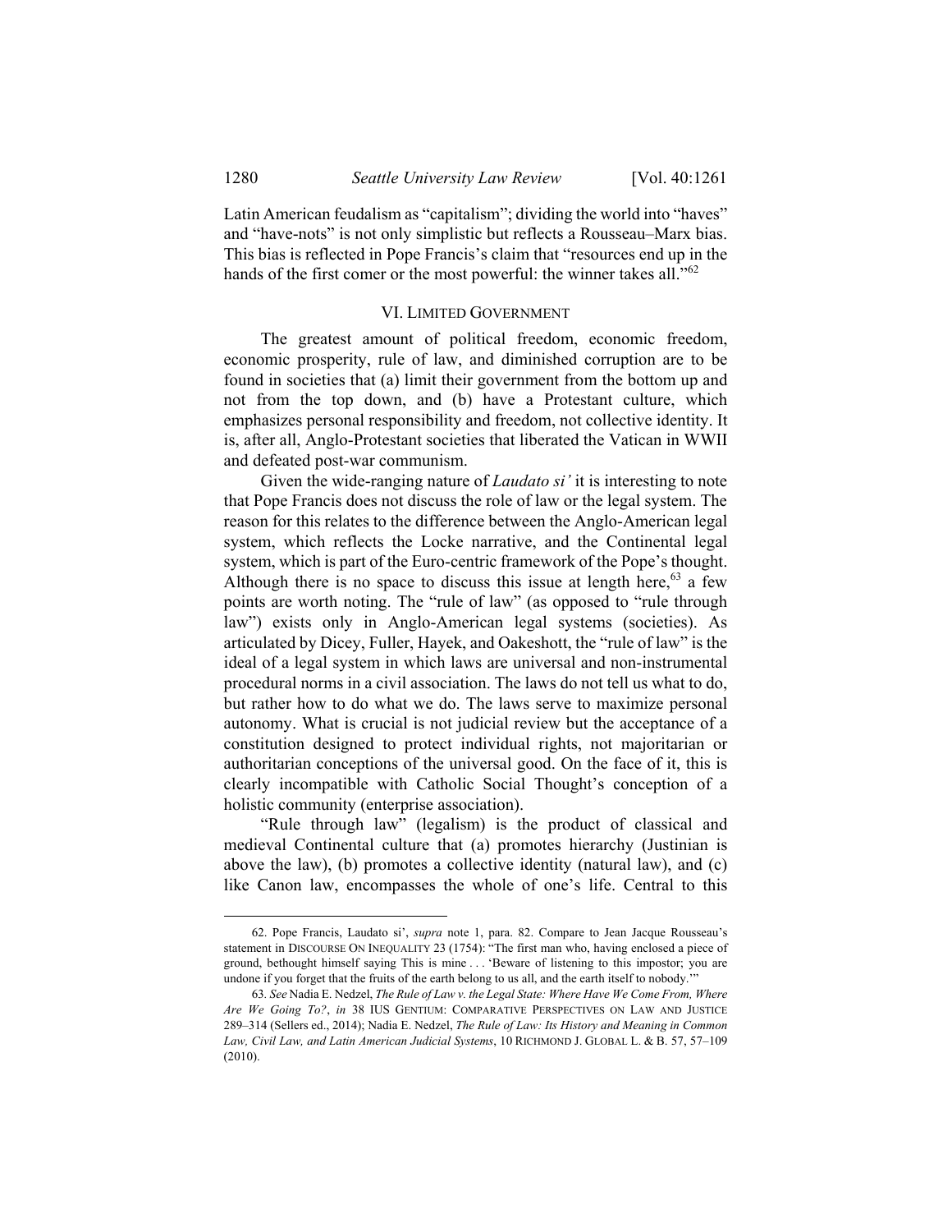Latin American feudalism as "capitalism"; dividing the world into "haves" and "have-nots" is not only simplistic but reflects a Rousseau–Marx bias. This bias is reflected in Pope Francis's claim that "resources end up in the hands of the first comer or the most powerful: the winner takes all."[62]

## VI. LIMITED GOVERNMENT

The greatest amount of political freedom, economic freedom, economic prosperity, rule of law, and diminished corruption are to be found in societies that (a) limit their government from the bottom up and not from the top down, and (b) have a Protestant culture, which emphasizes personal responsibility and freedom, not collective identity. It is, after all, Anglo-Protestant societies that liberated the Vatican in WWII and defeated post-war communism.

Given the wide-ranging nature of *Laudato si'* it is interesting to note that Pope Francis does not discuss the role of law or the legal system. The reason for this relates to the difference between the Anglo-American legal system, which reflects the Locke narrative, and the Continental legal system, which is part of the Euro-centric framework of the Pope's thought. Although there is no space to discuss this issue at length here,[63] a few points are worth noting. The "rule of law" (as opposed to "rule through law") exists only in Anglo-American legal systems (societies). As articulated by Dicey, Fuller, Hayek, and Oakeshott, the "rule of law" is the ideal of a legal system in which laws are universal and non-instrumental procedural norms in a civil association. The laws do not tell us what to do, but rather how to do what we do. The laws serve to maximize personal autonomy. What is crucial is not judicial review but the acceptance of a constitution designed to protect individual rights, not majoritarian or authoritarian conceptions of the universal good. On the face of it, this is clearly incompatible with Catholic Social Thought's conception of a holistic community (enterprise association).

"Rule through law" (legalism) is the product of classical and medieval Continental culture that (a) promotes hierarchy (Justinian is above the law), (b) promotes a collective identity (natural law), and (c) like Canon law, encompasses the whole of one's life. Central to this

---

62. Pope Francis, Laudato si', *supra* note 1, para. 82. Compare to Jean Jacque Rousseau's statement in DISCOURSE ON INEQUALITY 23 (1754): "The first man who, having enclosed a piece of ground, bethought himself saying This is mine . . . 'Beware of listening to this impostor; you are undone if you forget that the fruits of the earth belong to us all, and the earth itself to nobody.'"

63. *See* Nadia E. Nedzel, *The Rule of Law v. the Legal State: Where Have We Come From, Where Are We Going To?*, *in* 38 IUS GENTIUM: COMPARATIVE PERSPECTIVES ON LAW AND JUSTICE 289–314 (Sellers ed., 2014); Nadia E. Nedzel, *The Rule of Law: Its History and Meaning in Common Law, Civil Law, and Latin American Judicial Systems*, 10 RICHMOND J. GLOBAL L. & B. 57, 57–109 (2010).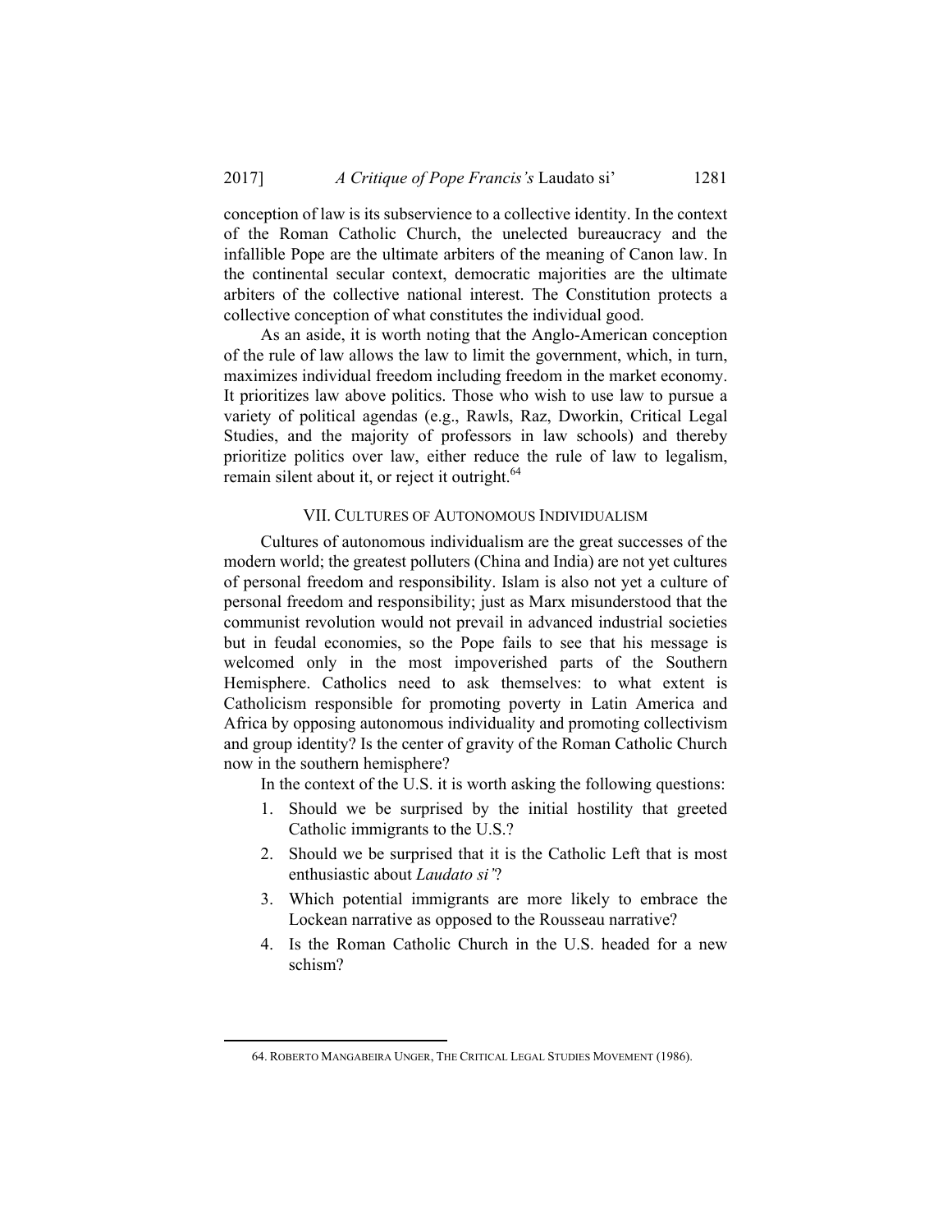conception of law is its subservience to a collective identity. In the context of the Roman Catholic Church, the unelected bureaucracy and the infallible Pope are the ultimate arbiters of the meaning of Canon law. In the continental secular context, democratic majorities are the ultimate arbiters of the collective national interest. The Constitution protects a collective conception of what constitutes the individual good.

As an aside, it is worth noting that the Anglo-American conception of the rule of law allows the law to limit the government, which, in turn, maximizes individual freedom including freedom in the market economy. It prioritizes law above politics. Those who wish to use law to pursue a variety of political agendas (e.g., Rawls, Raz, Dworkin, Critical Legal Studies, and the majority of professors in law schools) and thereby prioritize politics over law, either reduce the rule of law to legalism, remain silent about it, or reject it outright.[64]

## VII. CULTURES OF AUTONOMOUS INDIVIDUALISM

Cultures of autonomous individualism are the great successes of the modern world; the greatest polluters (China and India) are not yet cultures of personal freedom and responsibility. Islam is also not yet a culture of personal freedom and responsibility; just as Marx misunderstood that the communist revolution would not prevail in advanced industrial societies but in feudal economies, so the Pope fails to see that his message is welcomed only in the most impoverished parts of the Southern Hemisphere. Catholics need to ask themselves: to what extent is Catholicism responsible for promoting poverty in Latin America and Africa by opposing autonomous individuality and promoting collectivism and group identity? Is the center of gravity of the Roman Catholic Church now in the southern hemisphere?

In the context of the U.S. it is worth asking the following questions:

1. Should we be surprised by the initial hostility that greeted Catholic immigrants to the U.S.?
2. Should we be surprised that it is the Catholic Left that is most enthusiastic about *Laudato si'*?
3. Which potential immigrants are more likely to embrace the Lockean narrative as opposed to the Rousseau narrative?
4. Is the Roman Catholic Church in the U.S. headed for a new schism?

---

64. ROBERTO MANGABEIRA UNGER, THE CRITICAL LEGAL STUDIES MOVEMENT (1986).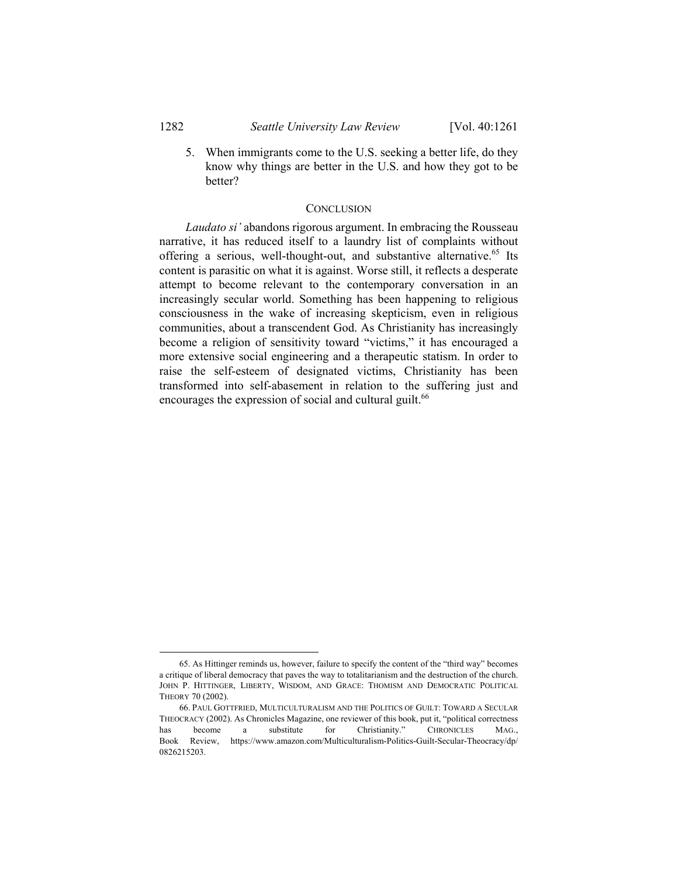5. When immigrants come to the U.S. seeking a better life, do they know why things are better in the U.S. and how they got to be better?

## CONCLUSION

*Laudato si'* abandons rigorous argument. In embracing the Rousseau narrative, it has reduced itself to a laundry list of complaints without offering a serious, well-thought-out, and substantive alternative.[65] Its content is parasitic on what it is against. Worse still, it reflects a desperate attempt to become relevant to the contemporary conversation in an increasingly secular world. Something has been happening to religious consciousness in the wake of increasing skepticism, even in religious communities, about a transcendent God. As Christianity has increasingly become a religion of sensitivity toward "victims," it has encouraged a more extensive social engineering and a therapeutic statism. In order to raise the self-esteem of designated victims, Christianity has been transformed into self-abasement in relation to the suffering just and encourages the expression of social and cultural guilt.[66]

---

65. As Hittinger reminds us, however, failure to specify the content of the "third way" becomes a critique of liberal democracy that paves the way to totalitarianism and the destruction of the church. JOHN P. HITTINGER, LIBERTY, WISDOM, AND GRACE: THOMISM AND DEMOCRATIC POLITICAL THEORY 70 (2002).

66. PAUL GOTTFRIED, MULTICULTURALISM AND THE POLITICS OF GUILT: TOWARD A SECULAR THEOCRACY (2002). As Chronicles Magazine, one reviewer of this book, put it, "political correctness has become a substitute for Christianity." CHRONICLES MAG., Book Review, https://www.amazon.com/Multiculturalism-Politics-Guilt-Secular-Theocracy/dp/0826215203.